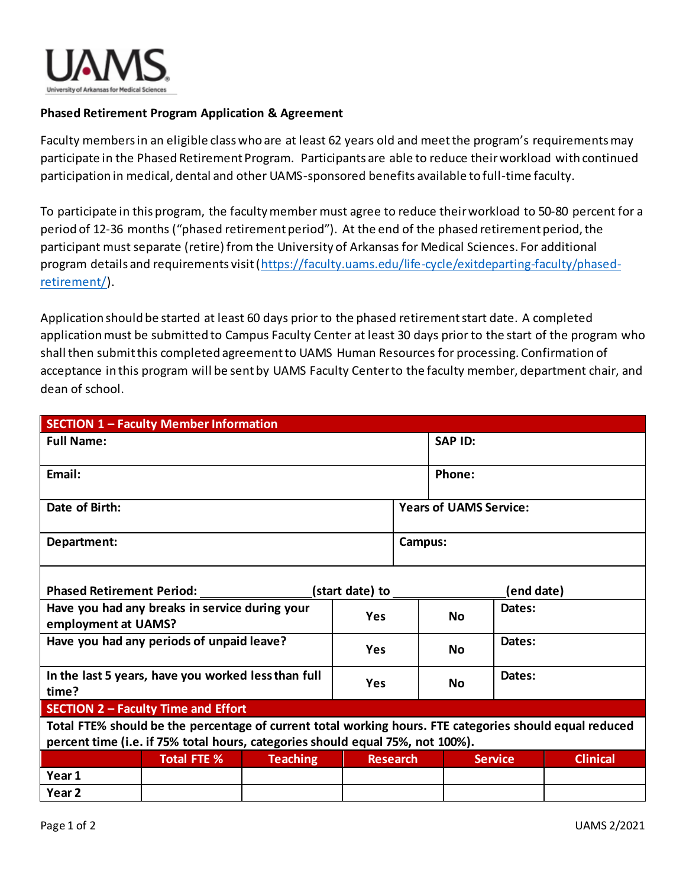UAMS
University of Arkansas for Medical Sciences

**Phased Retirement Program Application & Agreement**

Faculty members in an eligible class who are at least 62 years old and meet the program's requirements may participate in the Phased Retirement Program. Participants are able to reduce their workload with continued participation in medical, dental and other UAMS-sponsored benefits available to full-time faculty.

To participate in this program, the faculty member must agree to reduce their workload to 50-80 percent for a period of 12-36 months ("phased retirement period"). At the end of the phased retirement period, the participant must separate (retire) from the University of Arkansas for Medical Sciences. For additional program details and requirements visit (https://faculty.uams.edu/life-cycle/exitdeparting-faculty/phased-retirement/).

Application should be started at least 60 days prior to the phased retirement start date. A completed application must be submitted to Campus Faculty Center at least 30 days prior to the start of the program who shall then submit this completed agreement to UAMS Human Resources for processing. Confirmation of acceptance in this program will be sent by UAMS Faculty Center to the faculty member, department chair, and dean of school.

| **SECTION 1 – Faculty Member Information** | |
|---|---|
| **Full Name:** | **SAP ID:** |
| **Email:** | **Phone:** |
| **Date of Birth:** | **Years of UAMS Service:** |
| **Department:** | **Campus:** |

**Phased Retirement Period:** ________________ **(start date) to** ________________ **(end date)**

| Question | | | |
|---|---|---|---|
| **Have you had any breaks in service during your employment at UAMS?** | **Yes** | **No** | **Dates:** |
| **Have you had any periods of unpaid leave?** | **Yes** | **No** | **Dates:** |
| **In the last 5 years, have you worked less than full time?** | **Yes** | **No** | **Dates:** |

**SECTION 2 – Faculty Time and Effort**

**Total FTE% should be the percentage of current total working hours. FTE categories should equal reduced percent time (i.e. if 75% total hours, categories should equal 75%, not 100%).**

| | **Total FTE %** | **Teaching** | **Research** | **Service** | **Clinical** |
|---|---|---|---|---|---|
| **Year 1** | | | | | |
| **Year 2** | | | | | |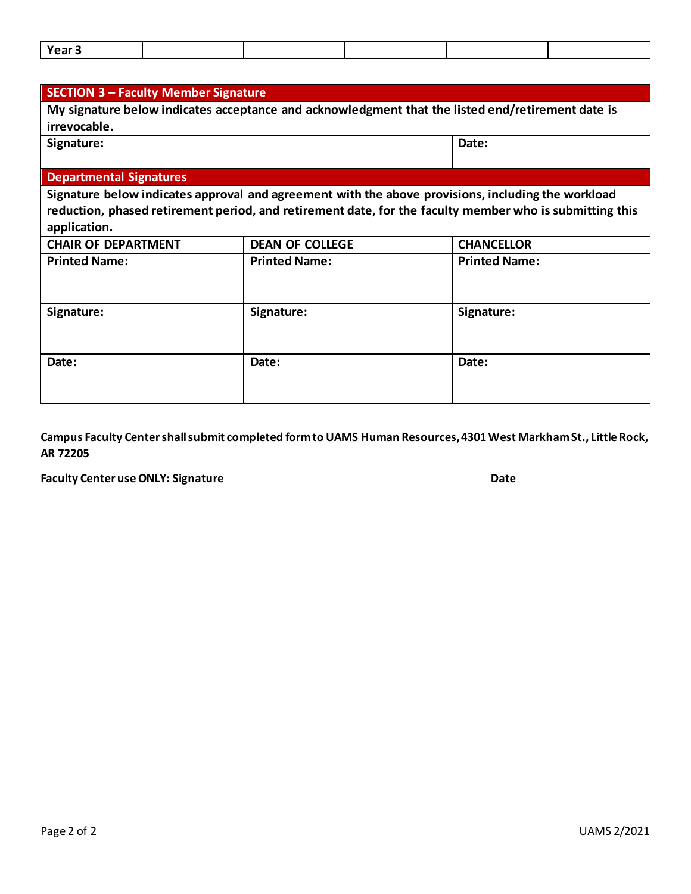| Year 3 | | | | | |
|---|---|---|---|---|---|

## SECTION 3 – Faculty Member Signature

**My signature below indicates acceptance and acknowledgment that the listed end/retirement date is irrevocable.**

| **Signature:** | **Date:** |
|---|---|
| | |

## Departmental Signatures

**Signature below indicates approval and agreement with the above provisions, including the workload reduction, phased retirement period, and retirement date, for the faculty member who is submitting this application.**

| **CHAIR OF DEPARTMENT** | **DEAN OF COLLEGE** | **CHANCELLOR** |
|---|---|---|
| **Printed Name:** | **Printed Name:** | **Printed Name:** |
| **Signature:** | **Signature:** | **Signature:** |
| **Date:** | **Date:** | **Date:** |

**Campus Faculty Center shall submit completed form to UAMS Human Resources, 4301 West Markham St., Little Rock, AR 72205**

**Faculty Center use ONLY: Signature** ______________________________ **Date** ______________

UAMS 2/2021